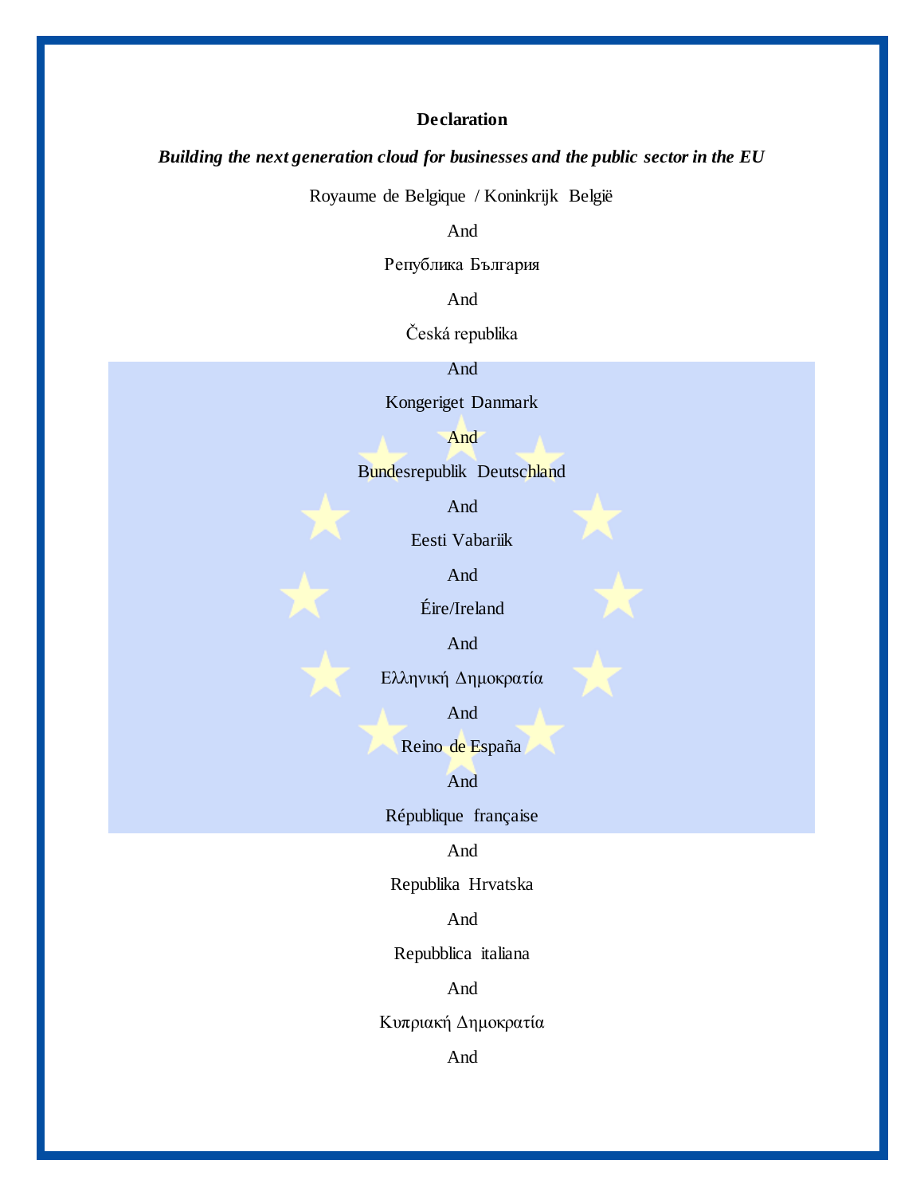**Declaration**

***Building the next generation cloud for businesses and the public sector in the EU***

Royaume de Belgique / Koninkrijk België

And

Република България

And

Česká republika

And

Kongeriget Danmark

And

Bundesrepublik Deutschland

And

Eesti Vabariik

And

Éire/Ireland

And

Ελληνική Δημοκρατία

And

Reino de España

And

République française

And

Republika Hrvatska

And

Repubblica italiana

And

Κυπριακή Δημοκρατία

And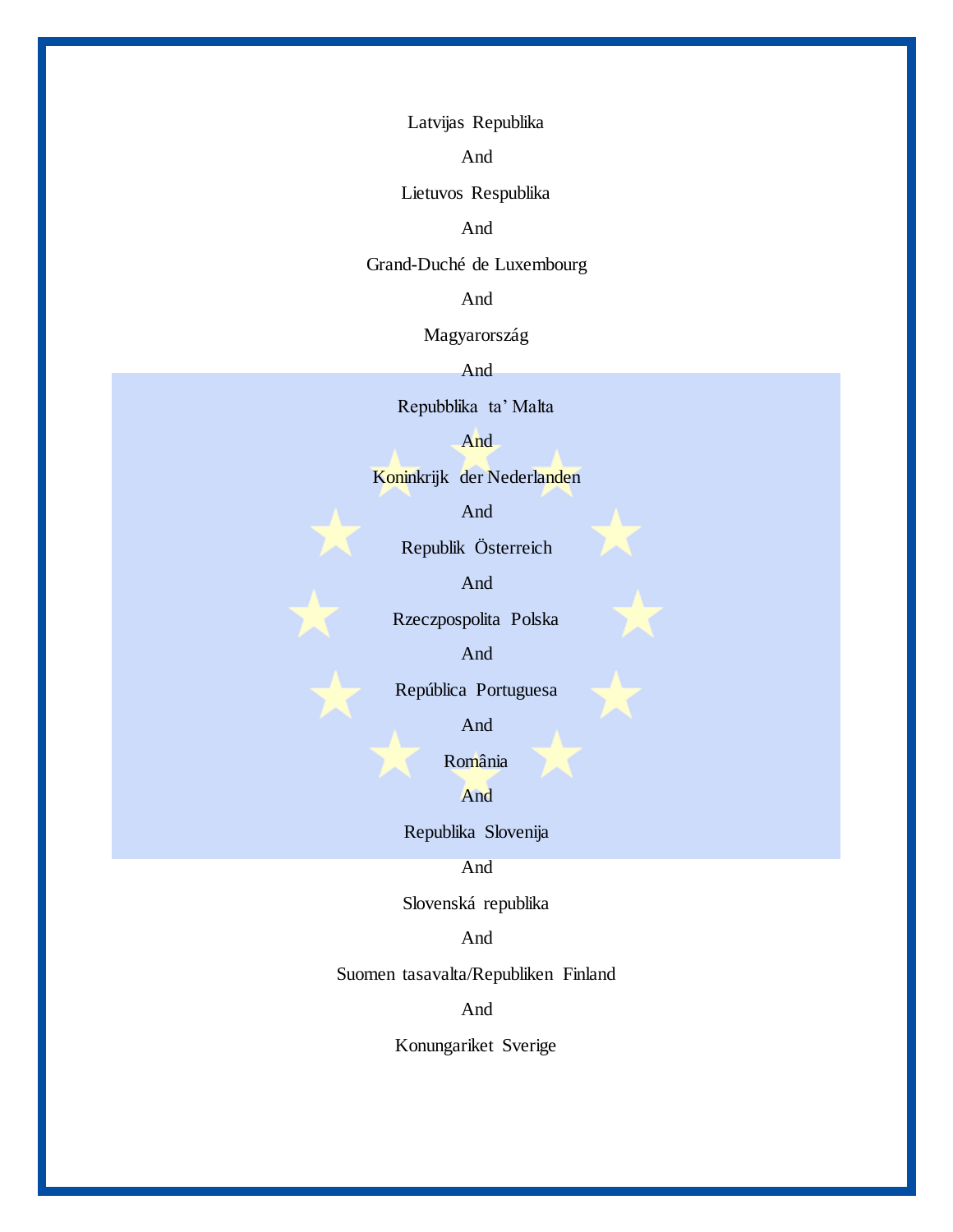Latvijas Republika

And

Lietuvos Respublika

And

Grand-Duché de Luxembourg

And

Magyarország

And

Repubblika ta' Malta

And

Koninkrijk der Nederlanden

And

Republik Österreich

And

Rzeczpospolita Polska

And

República Portuguesa

And

România

And

Republika Slovenija

And

Slovenská republika

And

Suomen tasavalta/Republiken Finland

And

Konungariket Sverige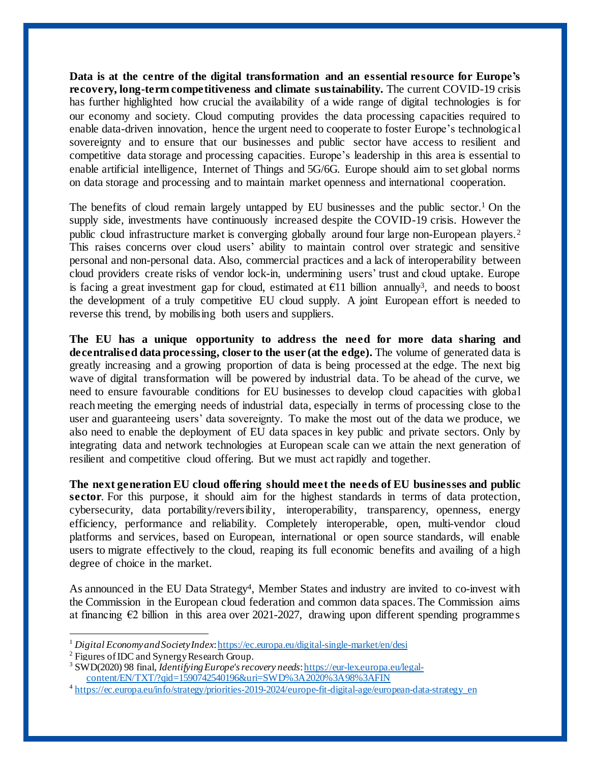**Data is at the centre of the digital transformation and an essential resource for Europe's recovery, long-term competitiveness and climate sustainability.** The current COVID-19 crisis has further highlighted how crucial the availability of a wide range of digital technologies is for our economy and society. Cloud computing provides the data processing capacities required to enable data-driven innovation, hence the urgent need to cooperate to foster Europe's technological sovereignty and to ensure that our businesses and public sector have access to resilient and competitive data storage and processing capacities. Europe's leadership in this area is essential to enable artificial intelligence, Internet of Things and 5G/6G. Europe should aim to set global norms on data storage and processing and to maintain market openness and international cooperation.

The benefits of cloud remain largely untapped by EU businesses and the public sector.[1] On the supply side, investments have continuously increased despite the COVID-19 crisis. However the public cloud infrastructure market is converging globally around four large non-European players.[2] This raises concerns over cloud users' ability to maintain control over strategic and sensitive personal and non-personal data. Also, commercial practices and a lack of interoperability between cloud providers create risks of vendor lock-in, undermining users' trust and cloud uptake. Europe is facing a great investment gap for cloud, estimated at €11 billion annually[3], and needs to boost the development of a truly competitive EU cloud supply. A joint European effort is needed to reverse this trend, by mobilising both users and suppliers.

**The EU has a unique opportunity to address the need for more data sharing and decentralised data processing, closer to the user (at the edge).** The volume of generated data is greatly increasing and a growing proportion of data is being processed at the edge. The next big wave of digital transformation will be powered by industrial data. To be ahead of the curve, we need to ensure favourable conditions for EU businesses to develop cloud capacities with global reach meeting the emerging needs of industrial data, especially in terms of processing close to the user and guaranteeing users' data sovereignty. To make the most out of the data we produce, we also need to enable the deployment of EU data spaces in key public and private sectors. Only by integrating data and network technologies at European scale can we attain the next generation of resilient and competitive cloud offering. But we must act rapidly and together.

**The next generation EU cloud offering should meet the needs of EU businesses and public sector**. For this purpose, it should aim for the highest standards in terms of data protection, cybersecurity, data portability/reversibility, interoperability, transparency, openness, energy efficiency, performance and reliability. Completely interoperable, open, multi-vendor cloud platforms and services, based on European, international or open source standards, will enable users to migrate effectively to the cloud, reaping its full economic benefits and availing of a high degree of choice in the market.

As announced in the EU Data Strategy[4], Member States and industry are invited to co-invest with the Commission in the European cloud federation and common data spaces. The Commission aims at financing €2 billion in this area over 2021-2027, drawing upon different spending programmes

---

[1] *Digital Economy and Society Index*: https://ec.europa.eu/digital-single-market/en/desi

[2] Figures of IDC and Synergy Research Group.

[3] SWD(2020) 98 final, *Identifying Europe's recovery needs*: https://eur-lex.europa.eu/legal-content/EN/TXT/?qid=1590742540196&uri=SWD%3A2020%3A98%3AFIN

[4] https://ec.europa.eu/info/strategy/priorities-2019-2024/europe-fit-digital-age/european-data-strategy_en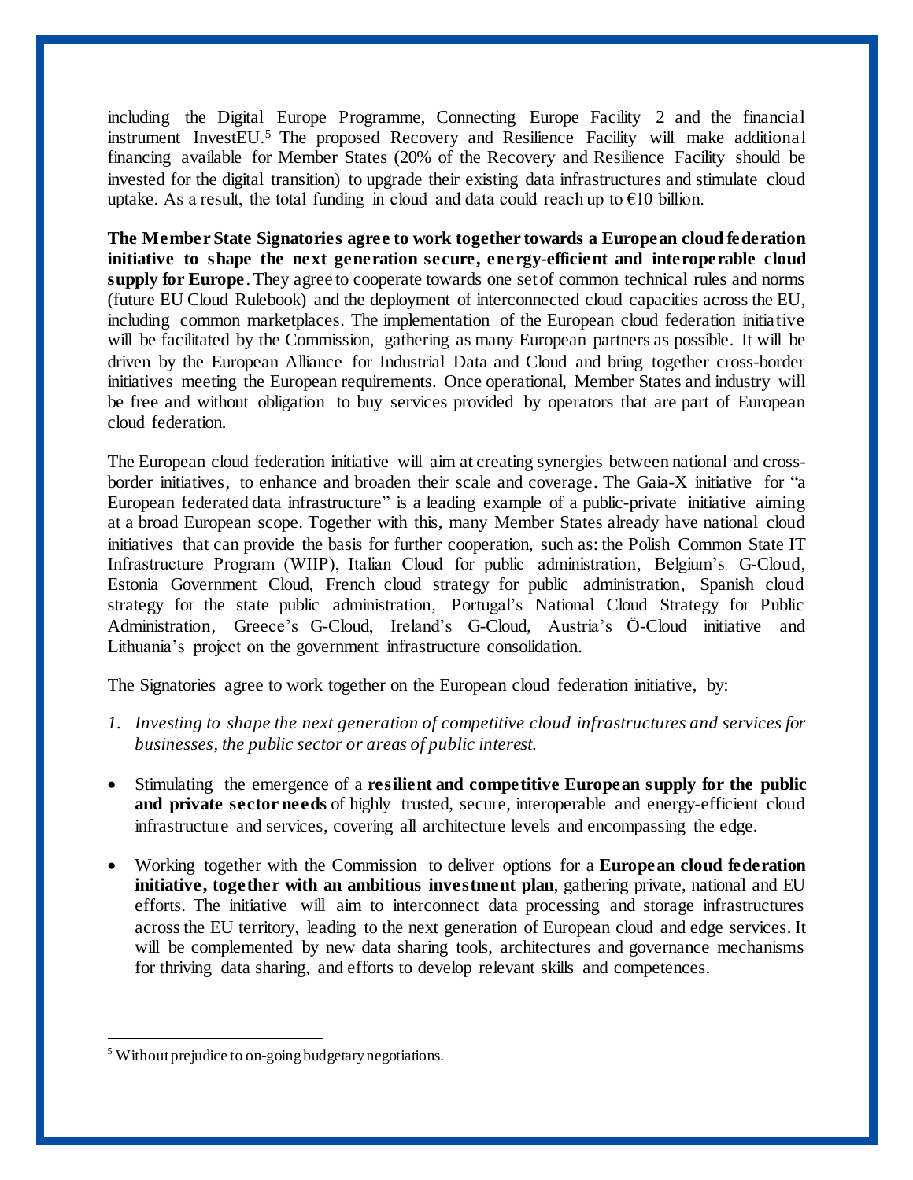including the Digital Europe Programme, Connecting Europe Facility 2 and the financial instrument InvestEU.[5] The proposed Recovery and Resilience Facility will make additional financing available for Member States (20% of the Recovery and Resilience Facility should be invested for the digital transition) to upgrade their existing data infrastructures and stimulate cloud uptake. As a result, the total funding in cloud and data could reach up to €10 billion.

**The Member State Signatories agree to work together towards a European cloud federation initiative to shape the next generation secure, energy-efficient and interoperable cloud supply for Europe**. They agree to cooperate towards one set of common technical rules and norms (future EU Cloud Rulebook) and the deployment of interconnected cloud capacities across the EU, including common marketplaces. The implementation of the European cloud federation initiative will be facilitated by the Commission, gathering as many European partners as possible. It will be driven by the European Alliance for Industrial Data and Cloud and bring together cross-border initiatives meeting the European requirements. Once operational, Member States and industry will be free and without obligation to buy services provided by operators that are part of European cloud federation.

The European cloud federation initiative will aim at creating synergies between national and cross-border initiatives, to enhance and broaden their scale and coverage. The Gaia-X initiative for "a European federated data infrastructure" is a leading example of a public-private initiative aiming at a broad European scope. Together with this, many Member States already have national cloud initiatives that can provide the basis for further cooperation, such as: the Polish Common State IT Infrastructure Program (WIIP), Italian Cloud for public administration, Belgium's G-Cloud, Estonia Government Cloud, French cloud strategy for public administration, Spanish cloud strategy for the state public administration, Portugal's National Cloud Strategy for Public Administration, Greece's G-Cloud, Ireland's G-Cloud, Austria's Ö-Cloud initiative and Lithuania's project on the government infrastructure consolidation.

The Signatories agree to work together on the European cloud federation initiative, by:

1. *Investing to shape the next generation of competitive cloud infrastructures and services for businesses, the public sector or areas of public interest.*

- Stimulating the emergence of a **resilient and competitive European supply for the public and private sector needs** of highly trusted, secure, interoperable and energy-efficient cloud infrastructure and services, covering all architecture levels and encompassing the edge.
- Working together with the Commission to deliver options for a **European cloud federation initiative, together with an ambitious investment plan**, gathering private, national and EU efforts. The initiative will aim to interconnect data processing and storage infrastructures across the EU territory, leading to the next generation of European cloud and edge services. It will be complemented by new data sharing tools, architectures and governance mechanisms for thriving data sharing, and efforts to develop relevant skills and competences.

[5] Without prejudice to on-going budgetary negotiations.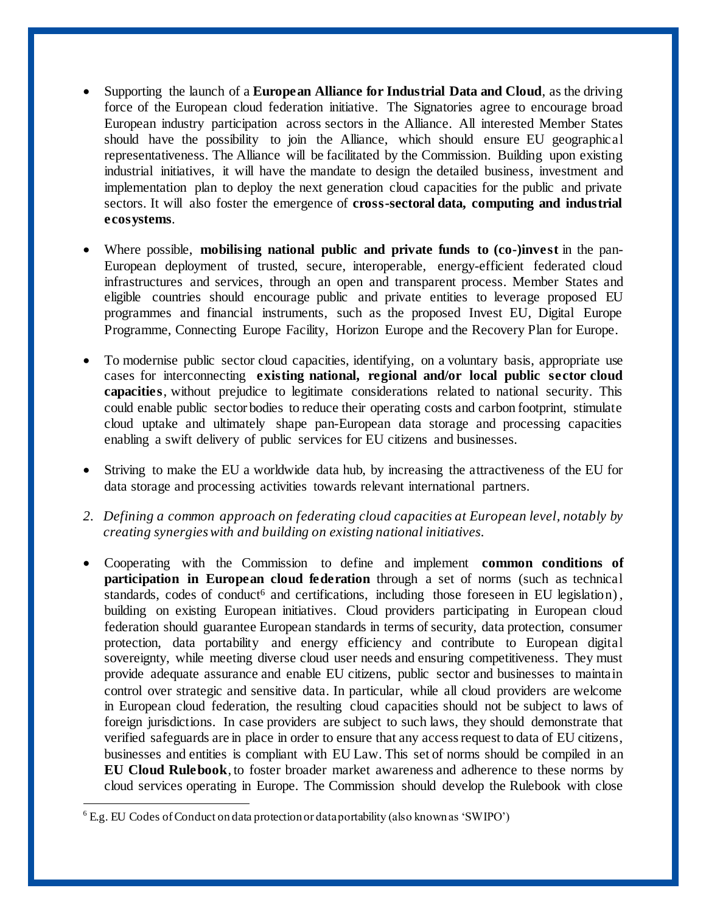- Supporting the launch of a **European Alliance for Industrial Data and Cloud**, as the driving force of the European cloud federation initiative. The Signatories agree to encourage broad European industry participation across sectors in the Alliance. All interested Member States should have the possibility to join the Alliance, which should ensure EU geographical representativeness. The Alliance will be facilitated by the Commission. Building upon existing industrial initiatives, it will have the mandate to design the detailed business, investment and implementation plan to deploy the next generation cloud capacities for the public and private sectors. It will also foster the emergence of **cross-sectoral data, computing and industrial ecosystems**.

- Where possible, **mobilising national public and private funds to (co-)invest** in the pan-European deployment of trusted, secure, interoperable, energy-efficient federated cloud infrastructures and services, through an open and transparent process. Member States and eligible countries should encourage public and private entities to leverage proposed EU programmes and financial instruments, such as the proposed Invest EU, Digital Europe Programme, Connecting Europe Facility, Horizon Europe and the Recovery Plan for Europe.

- To modernise public sector cloud capacities, identifying, on a voluntary basis, appropriate use cases for interconnecting **existing national, regional and/or local public sector cloud capacities**, without prejudice to legitimate considerations related to national security. This could enable public sector bodies to reduce their operating costs and carbon footprint, stimulate cloud uptake and ultimately shape pan-European data storage and processing capacities enabling a swift delivery of public services for EU citizens and businesses.

- Striving to make the EU a worldwide data hub, by increasing the attractiveness of the EU for data storage and processing activities towards relevant international partners.

*2. Defining a common approach on federating cloud capacities at European level, notably by creating synergies with and building on existing national initiatives.*

- Cooperating with the Commission to define and implement **common conditions of participation in European cloud federation** through a set of norms (such as technical standards, codes of conduct[6] and certifications, including those foreseen in EU legislation), building on existing European initiatives. Cloud providers participating in European cloud federation should guarantee European standards in terms of security, data protection, consumer protection, data portability and energy efficiency and contribute to European digital sovereignty, while meeting diverse cloud user needs and ensuring competitiveness. They must provide adequate assurance and enable EU citizens, public sector and businesses to maintain control over strategic and sensitive data. In particular, while all cloud providers are welcome in European cloud federation, the resulting cloud capacities should not be subject to laws of foreign jurisdictions. In case providers are subject to such laws, they should demonstrate that verified safeguards are in place in order to ensure that any access request to data of EU citizens, businesses and entities is compliant with EU Law. This set of norms should be compiled in an **EU Cloud Rulebook**, to foster broader market awareness and adherence to these norms by cloud services operating in Europe. The Commission should develop the Rulebook with close

[6] E.g. EU Codes of Conduct on data protection or data portability (also known as 'SWIPO')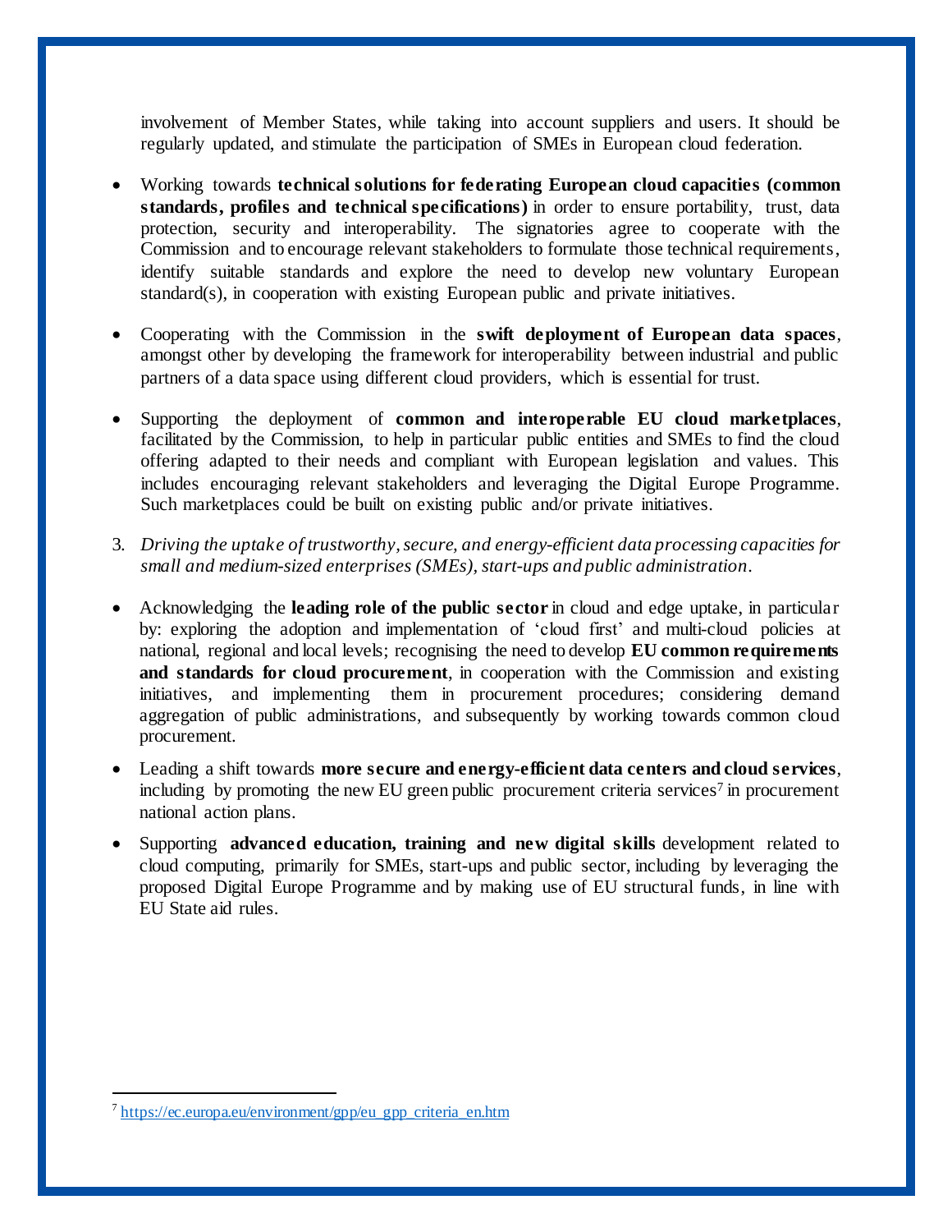involvement of Member States, while taking into account suppliers and users. It should be regularly updated, and stimulate the participation of SMEs in European cloud federation.

- Working towards **technical solutions for federating European cloud capacities (common standards, profiles and technical specifications)** in order to ensure portability, trust, data protection, security and interoperability. The signatories agree to cooperate with the Commission and to encourage relevant stakeholders to formulate those technical requirements, identify suitable standards and explore the need to develop new voluntary European standard(s), in cooperation with existing European public and private initiatives.

- Cooperating with the Commission in the **swift deployment of European data spaces**, amongst other by developing the framework for interoperability between industrial and public partners of a data space using different cloud providers, which is essential for trust.

- Supporting the deployment of **common and interoperable EU cloud marketplaces**, facilitated by the Commission, to help in particular public entities and SMEs to find the cloud offering adapted to their needs and compliant with European legislation and values. This includes encouraging relevant stakeholders and leveraging the Digital Europe Programme. Such marketplaces could be built on existing public and/or private initiatives.

3. *Driving the uptake of trustworthy, secure, and energy-efficient data processing capacities for small and medium-sized enterprises (SMEs), start-ups and public administration.*

- Acknowledging the **leading role of the public sector** in cloud and edge uptake, in particular by: exploring the adoption and implementation of 'cloud first' and multi-cloud policies at national, regional and local levels; recognising the need to develop **EU common requirements and standards for cloud procurement**, in cooperation with the Commission and existing initiatives, and implementing them in procurement procedures; considering demand aggregation of public administrations, and subsequently by working towards common cloud procurement.

- Leading a shift towards **more secure and energy-efficient data centers and cloud services**, including by promoting the new EU green public procurement criteria services[7] in procurement national action plans.

- Supporting **advanced education, training and new digital skills** development related to cloud computing, primarily for SMEs, start-ups and public sector, including by leveraging the proposed Digital Europe Programme and by making use of EU structural funds, in line with EU State aid rules.

---

[7] https://ec.europa.eu/environment/gpp/eu_gpp_criteria_en.htm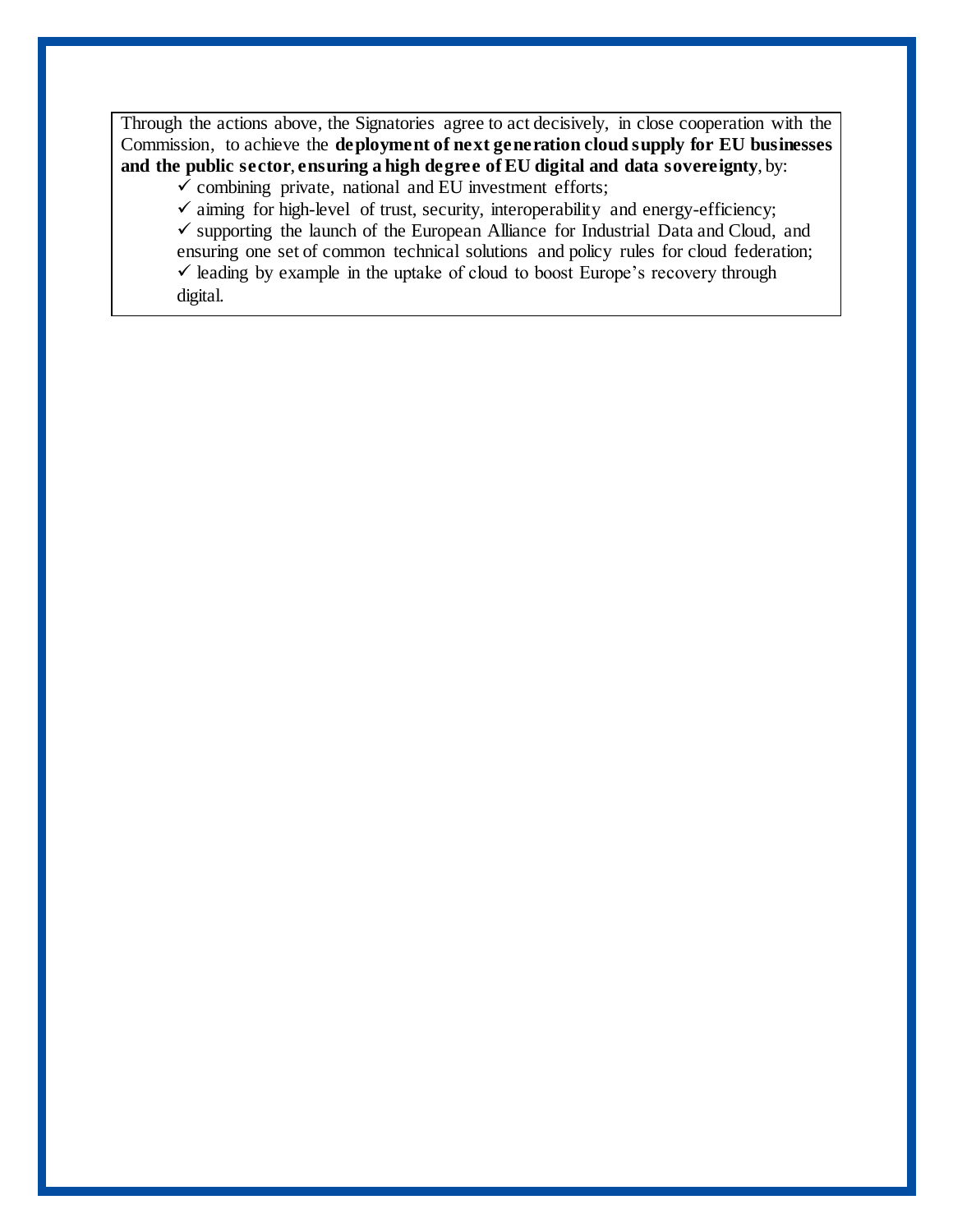Through the actions above, the Signatories agree to act decisively, in close cooperation with the Commission, to achieve the **deployment of next generation cloud supply for EU businesses and the public sector**, **ensuring a high degree of EU digital and data sovereignty**, by:

- ✓ combining private, national and EU investment efforts;
- ✓ aiming for high-level of trust, security, interoperability and energy-efficiency;
- ✓ supporting the launch of the European Alliance for Industrial Data and Cloud, and ensuring one set of common technical solutions and policy rules for cloud federation;
- ✓ leading by example in the uptake of cloud to boost Europe's recovery through digital.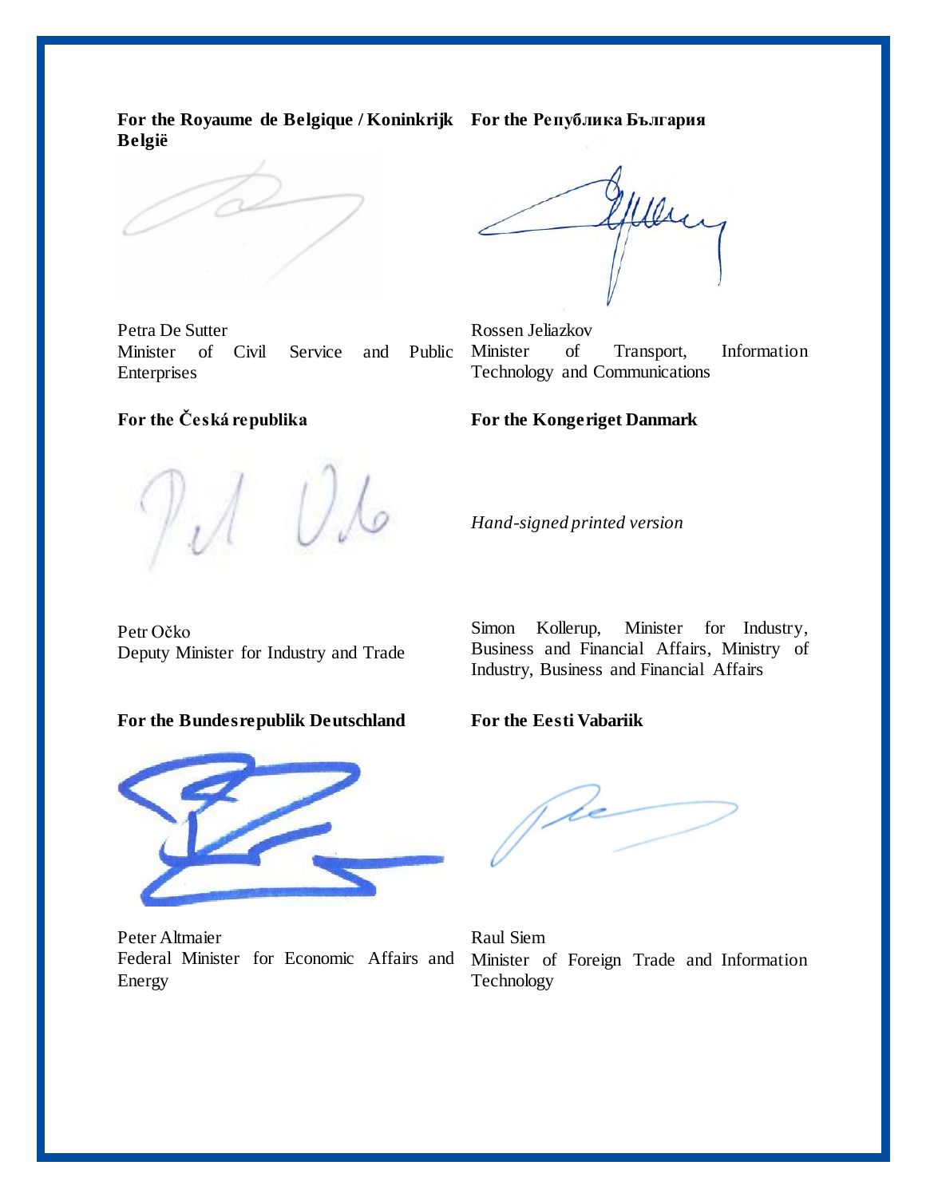**For the Royaume de Belgique / Koninkrijk België**

Petra De Sutter
Minister of Civil Service and Public Enterprises

**For the Република България**

Rossen Jeliazkov
Minister of Transport, Information Technology and Communications

**For the Česká republika**

Petr Očko
Deputy Minister for Industry and Trade

**For the Kongeriget Danmark**

*Hand-signed printed version*

Simon Kollerup, Minister for Industry, Business and Financial Affairs, Ministry of Industry, Business and Financial Affairs

**For the Bundesrepublik Deutschland**

Peter Altmaier
Federal Minister for Economic Affairs and Energy

**For the Eesti Vabariik**

Raul Siem
Minister of Foreign Trade and Information Technology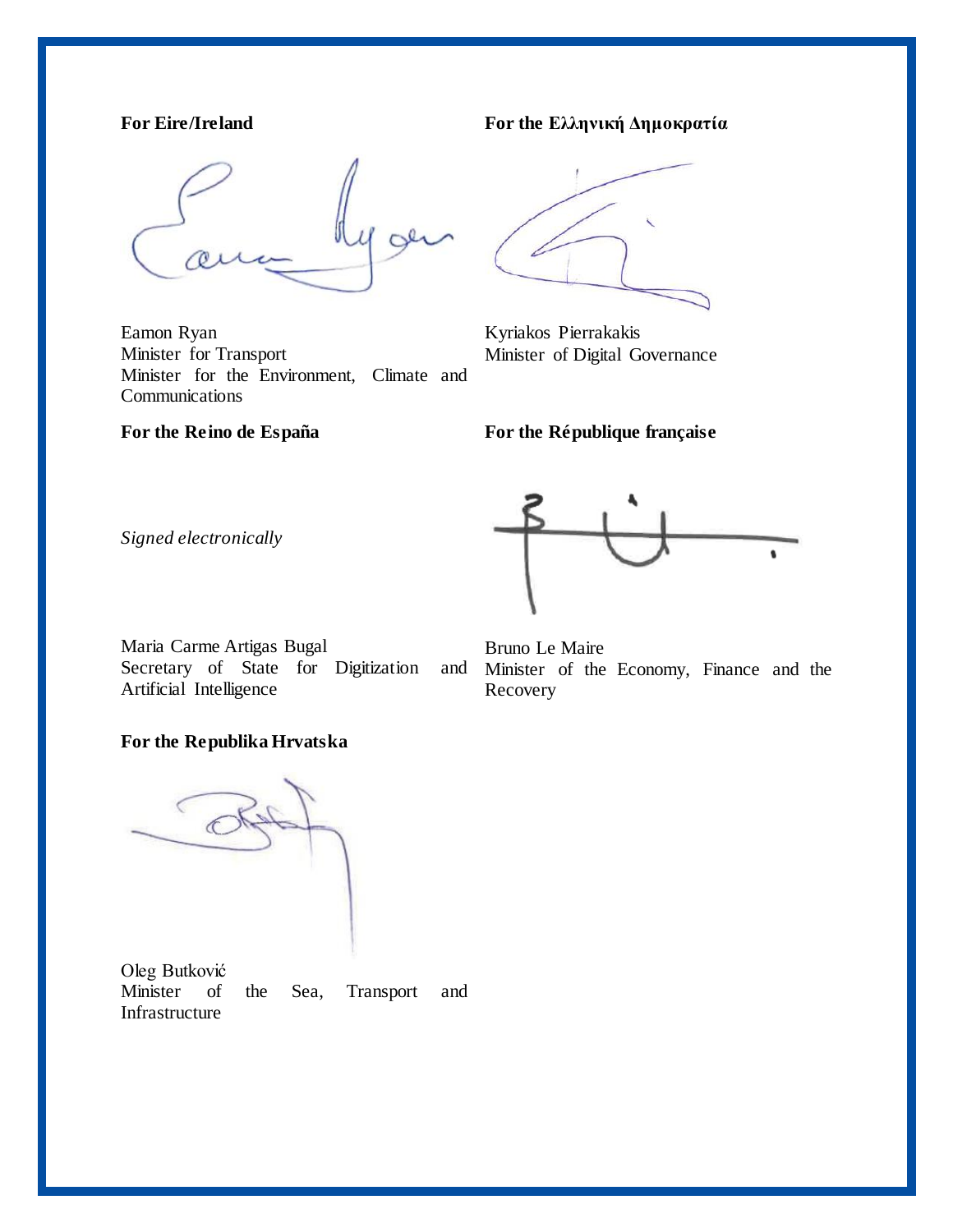**For Eire/Ireland**

Eamon Ryan
Minister for Transport
Minister for the Environment, Climate and Communications

**For the Ελληνική Δημοκρατία**

Kyriakos Pierrakakis
Minister of Digital Governance

**For the Reino de España**

*Signed electronically*

Maria Carme Artigas Bugal
Secretary of State for Digitization and Artificial Intelligence

**For the République française**

Bruno Le Maire
Minister of the Economy, Finance and the Recovery

**For the Republika Hrvatska**

Oleg Butković
Minister of the Sea, Transport and Infrastructure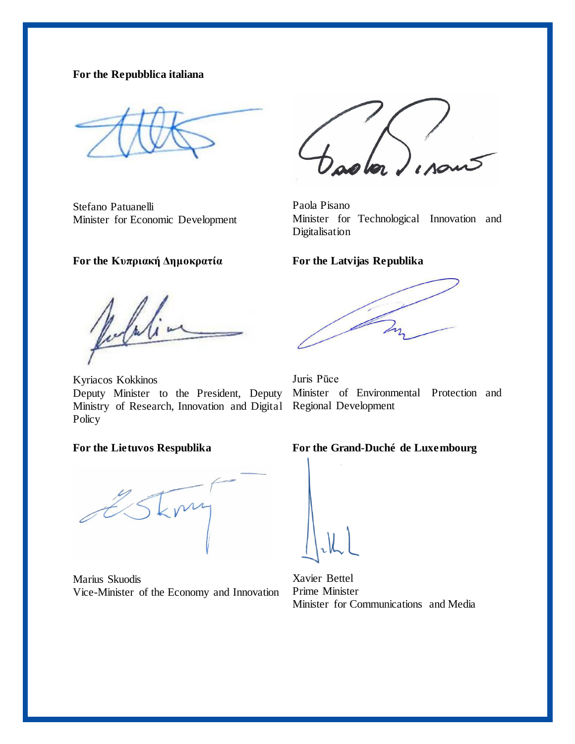**For the Repubblica italiana**

Stefano Patuanelli
Minister for Economic Development

Paola Pisano
Minister for Technological Innovation and Digitalisation

**For the Κυπριακή Δημοκρατία**

Kyriacos Kokkinos
Deputy Minister to the President, Deputy Ministry of Research, Innovation and Digital Policy

**For the Latvijas Republika**

Juris Pūce
Minister of Environmental Protection and Regional Development

**For the Lietuvos Respublika**

Marius Skuodis
Vice-Minister of the Economy and Innovation

**For the Grand-Duché de Luxembourg**

Xavier Bettel
Prime Minister
Minister for Communications and Media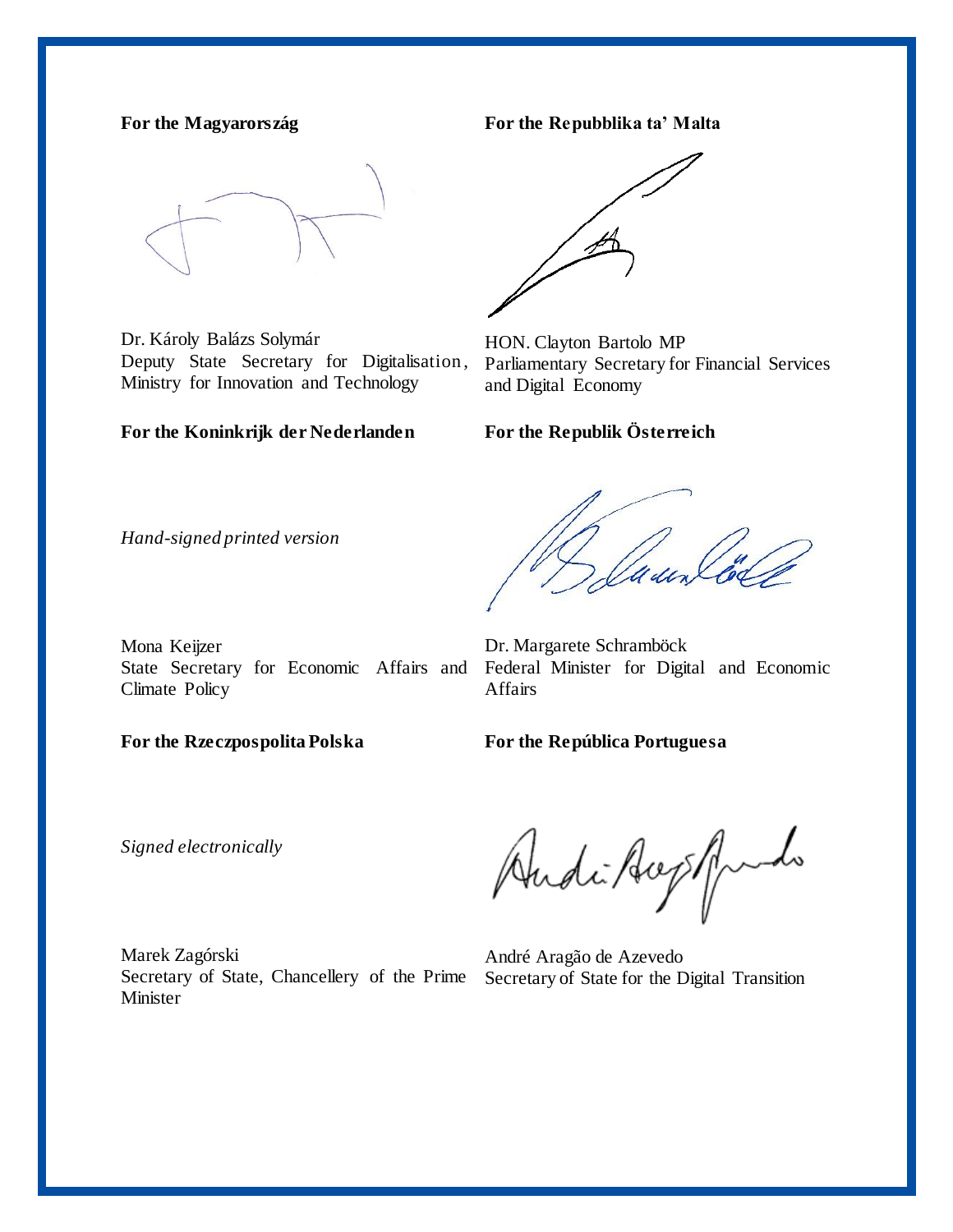**For the Magyarország**

Dr. Károly Balázs Solymár
Deputy State Secretary for Digitalisation, Ministry for Innovation and Technology

**For the Repubblika ta' Malta**

HON. Clayton Bartolo MP
Parliamentary Secretary for Financial Services and Digital Economy

**For the Koninkrijk der Nederlanden**

*Hand-signed printed version*

Mona Keijzer
State Secretary for Economic Affairs and Climate Policy

**For the Republik Österreich**

Dr. Margarete Schramböck
Federal Minister for Digital and Economic Affairs

**For the Rzeczpospolita Polska**

*Signed electronically*

Marek Zagórski
Secretary of State, Chancellery of the Prime Minister

**For the República Portuguesa**

André Aragão de Azevedo
Secretary of State for the Digital Transition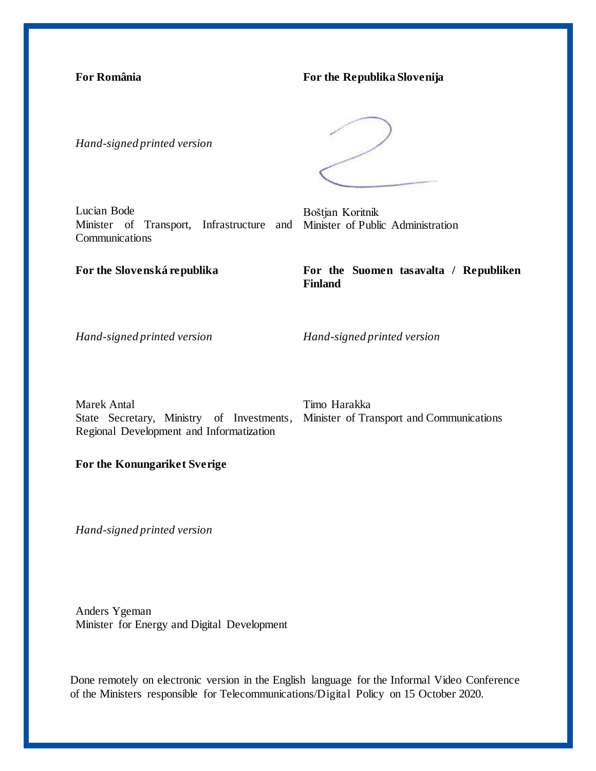**For România**

*Hand-signed printed version*

Lucian Bode
Minister of Transport, Infrastructure and Communications

**For the Republika Slovenija**

Boštjan Koritnik
Minister of Public Administration

**For the Slovenská republika**

*Hand-signed printed version*

Marek Antal
State Secretary, Ministry of Investments, Regional Development and Informatization

**For the Suomen tasavalta / Republiken Finland**

*Hand-signed printed version*

Timo Harakka
Minister of Transport and Communications

**For the Konungariket Sverige**

*Hand-signed printed version*

Anders Ygeman
Minister for Energy and Digital Development

Done remotely on electronic version in the English language for the Informal Video Conference of the Ministers responsible for Telecommunications/Digital Policy on 15 October 2020.